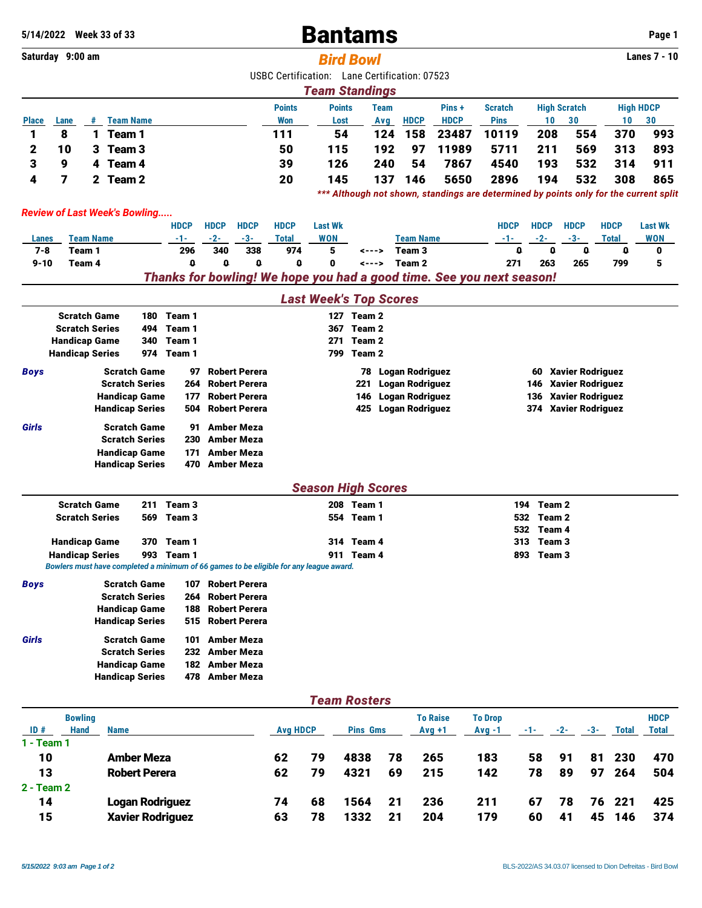# Bantams

**5/14/2022 Week 33 of 33**

**Saturday 9:00 am**

## *Bird Bowl*

**Lanes 7 - 10**

USBC Certification: Lane Certification: 07523

## *Team Standings*

| Place | Lane | # | Team Name | Points Won | Points Lost | Team Avg | HDCP | Pins + HDCP | Scratch Pins | High Scratch 10 | High Scratch 30 | High HDCP 10 | High HDCP 30 |
|---|---|---|---|---|---|---|---|---|---|---|---|---|---|
| 1 | 8 | 1 | Team 1 | 111 | 54 | 124 | 158 | 23487 | 10119 | 208 | 554 | 370 | 993 |
| 2 | 10 | 3 | Team 3 | 50 | 115 | 192 | 97 | 11989 | 5711 | 211 | 569 | 313 | 893 |
| 3 | 9 | 4 | Team 4 | 39 | 126 | 240 | 54 | 7867 | 4540 | 193 | 532 | 314 | 911 |
| 4 | 7 | 2 | Team 2 | 20 | 145 | 137 | 146 | 5650 | 2896 | 194 | 532 | 308 | 865 |

*\*\*\* Although not shown, standings are determined by points only for the current split*

*Review of Last Week's Bowling.....*

| Lanes | Team Name | HDCP -1- | HDCP -2- | HDCP -3- | HDCP Total | Last Wk WON | | Team Name | HDCP -1- | HDCP -2- | HDCP -3- | HDCP Total | Last Wk WON |
|---|---|---|---|---|---|---|---|---|---|---|---|---|---|
| 7-8 | Team 1 | 296 | 340 | 338 | 974 | 5 | <---> | Team 3 | 0 | 0 | 0 | 0 | 0 |
| 9-10 | Team 4 | 0 | 0 | 0 | 0 | 0 | <---> | Team 2 | 271 | 263 | 265 | 799 | 5 |

***Thanks for bowling! We hope you had a good time. See you next season!***

## *Last Week's Top Scores*

| | | | | |
|---|---|---|---|---|
| **Scratch Game** | 180 Team 1 | 127 Team 2 | | |
| **Scratch Series** | 494 Team 1 | 367 Team 2 | | |
| **Handicap Game** | 340 Team 1 | 271 Team 2 | | |
| **Handicap Series** | 974 Team 1 | 799 Team 2 | | |

| | | | | |
|---|---|---|---|---|
| ***Boys*** | **Scratch Game** | 97 Robert Perera | 78 Logan Rodriguez | 60 Xavier Rodriguez |
| | **Scratch Series** | 264 Robert Perera | 221 Logan Rodriguez | 146 Xavier Rodriguez |
| | **Handicap Game** | 177 Robert Perera | 146 Logan Rodriguez | 136 Xavier Rodriguez |
| | **Handicap Series** | 504 Robert Perera | 425 Logan Rodriguez | 374 Xavier Rodriguez |
| ***Girls*** | **Scratch Game** | 91 Amber Meza | | |
| | **Scratch Series** | 230 Amber Meza | | |
| | **Handicap Game** | 171 Amber Meza | | |
| | **Handicap Series** | 470 Amber Meza | | |

## *Season High Scores*

| | | | |
|---|---|---|---|
| **Scratch Game** | 211 Team 3 | 208 Team 1 | 194 Team 2 |
| **Scratch Series** | 569 Team 3 | 554 Team 1 | 532 Team 2 |
| | | | 532 Team 4 |
| **Handicap Game** | 370 Team 1 | 314 Team 4 | 313 Team 3 |
| **Handicap Series** | 993 Team 1 | 911 Team 4 | 893 Team 3 |

*Bowlers must have completed a minimum of 66 games to be eligible for any league award.*

| | | |
|---|---|---|
| ***Boys*** | **Scratch Game** | 107 Robert Perera |
| | **Scratch Series** | 264 Robert Perera |
| | **Handicap Game** | 188 Robert Perera |
| | **Handicap Series** | 515 Robert Perera |
| ***Girls*** | **Scratch Game** | 101 Amber Meza |
| | **Scratch Series** | 232 Amber Meza |
| | **Handicap Game** | 182 Amber Meza |
| | **Handicap Series** | 478 Amber Meza |

## *Team Rosters*

| ID # | Bowling Hand | Name | Avg | HDCP | Pins | Gms | To Raise Avg +1 | To Drop Avg -1 | -1- | -2- | -3- | Total | HDCP Total |
|---|---|---|---|---|---|---|---|---|---|---|---|---|---|
| **1 - Team 1** | | | | | | | | | | | | | |
| 10 | | Amber Meza | 62 | 79 | 4838 | 78 | 265 | 183 | 58 | 91 | 81 | 230 | 470 |
| 13 | | Robert Perera | 62 | 79 | 4321 | 69 | 215 | 142 | 78 | 89 | 97 | 264 | 504 |
| **2 - Team 2** | | | | | | | | | | | | | |
| 14 | | Logan Rodriguez | 74 | 68 | 1564 | 21 | 236 | 211 | 67 | 78 | 76 | 221 | 425 |
| 15 | | Xavier Rodriguez | 63 | 78 | 1332 | 21 | 204 | 179 | 60 | 41 | 45 | 146 | 374 |

*5/15/2022 9:03 am*

BLS-2022/AS 34.03.07 licensed to Dion Defreitas - Bird Bowl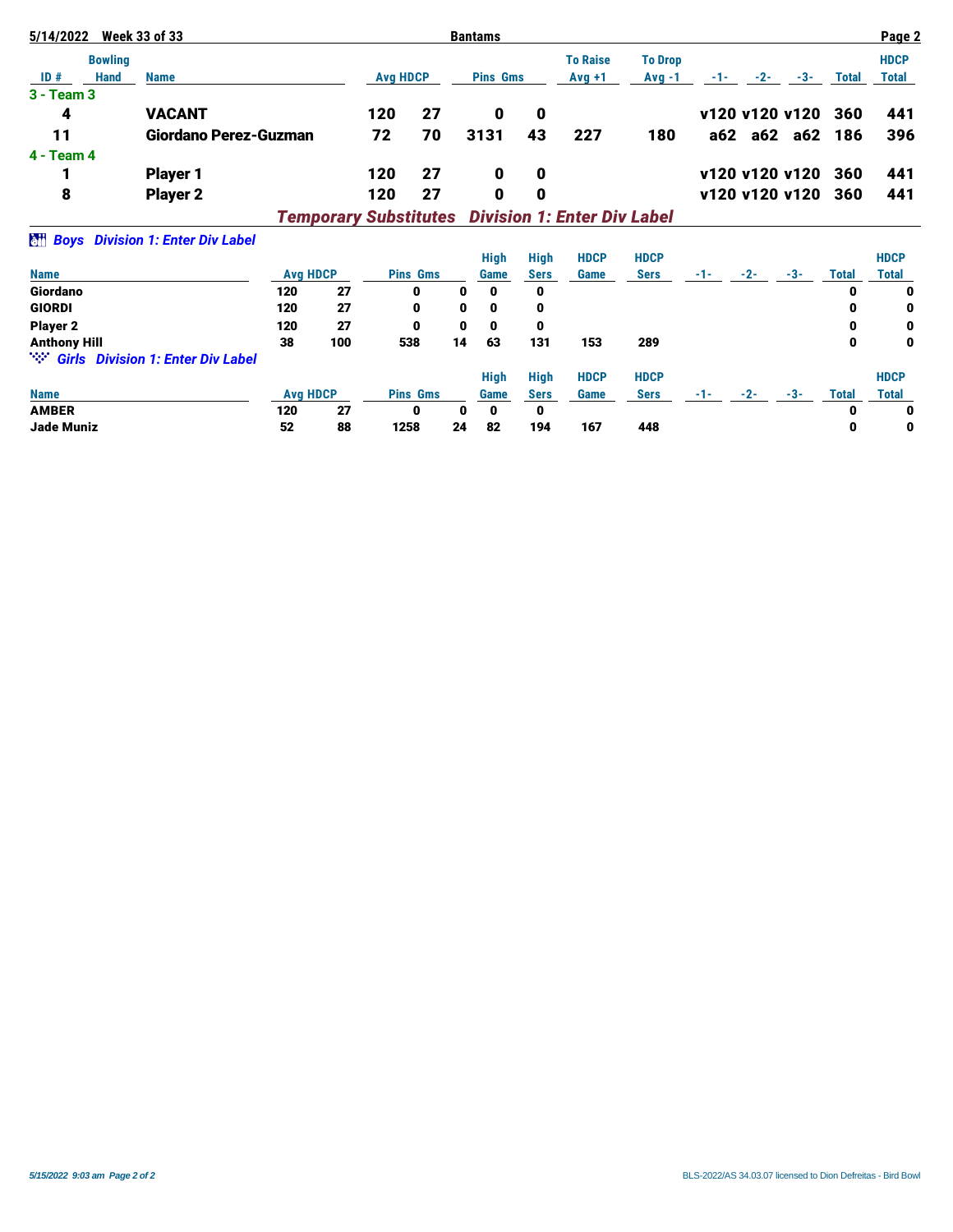| ID # | Bowling Hand | Name | Avg | HDCP | Pins | Gms | To Raise Avg +1 | To Drop Avg -1 | -1- | -2- | -3- | Total | HDCP Total |
|---|---|---|---|---|---|---|---|---|---|---|---|---|---|
| **3 - Team 3** | | | | | | | | | | | | | |
| 4 | | **VACANT** | 120 | 27 | 0 | 0 | | | v120 | v120 | v120 | 360 | 441 |
| 11 | | **Giordano Perez-Guzman** | 72 | 70 | 3131 | 43 | 227 | 180 | a62 | a62 | a62 | 186 | 396 |
| **4 - Team 4** | | | | | | | | | | | | | |
| 1 | | **Player 1** | 120 | 27 | 0 | 0 | | | v120 | v120 | v120 | 360 | 441 |
| 8 | | **Player 2** | 120 | 27 | 0 | 0 | | | v120 | v120 | v120 | 360 | 441 |

## *Temporary Substitutes Division 1: Enter Div Label*

### *Boys Division 1: Enter Div Label*

| Name | Avg | HDCP | Pins | Gms | High Game | High Sers | HDCP Game | HDCP Sers | -1- | -2- | -3- | Total | HDCP Total |
|---|---|---|---|---|---|---|---|---|---|---|---|---|---|
| **Giordano** | 120 | 27 | 0 | 0 | 0 | 0 | | | | | | 0 | 0 |
| **GIORDI** | 120 | 27 | 0 | 0 | 0 | 0 | | | | | | 0 | 0 |
| **Player 2** | 120 | 27 | 0 | 0 | 0 | 0 | | | | | | 0 | 0 |
| **Anthony Hill** | 38 | 100 | 538 | 14 | 63 | 131 | 153 | 289 | | | | 0 | 0 |

### *Girls Division 1: Enter Div Label*

| Name | Avg | HDCP | Pins | Gms | High Game | High Sers | HDCP Game | HDCP Sers | -1- | -2- | -3- | Total | HDCP Total |
|---|---|---|---|---|---|---|---|---|---|---|---|---|---|
| **AMBER** | 120 | 27 | 0 | 0 | 0 | 0 | | | | | | 0 | 0 |
| **Jade Muniz** | 52 | 88 | 1258 | 24 | 82 | 194 | 167 | 448 | | | | 0 | 0 |